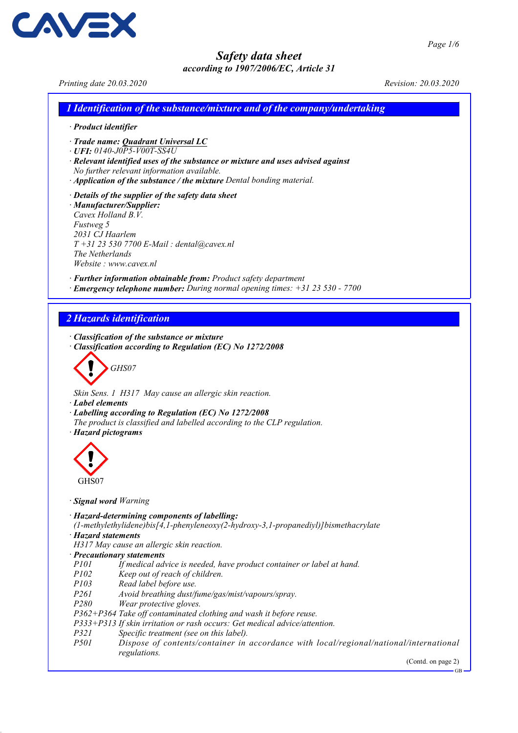# Safety data sheet
*according to 1907/2006/EC, Article 31*

*Printing date 20.03.2020* *Revision: 20.03.2020*

## 1 Identification of the substance/mixture and of the company/undertaking

· ***Product identifier***

· ***Trade name: Quadrant Universal LC***
· ***UFI:*** *0140-J0P5-V00T-SS4U*
· ***Relevant identified uses of the substance or mixture and uses advised against***
*No further relevant information available.*
· ***Application of the substance / the mixture*** *Dental bonding material.*

· ***Details of the supplier of the safety data sheet***
· ***Manufacturer/Supplier:***
*Cavex Holland B.V.*
*Fustweg 5*
*2031 CJ Haarlem*
*T +31 23 530 7700 E-Mail : dental@cavex.nl*
*The Netherlands*
*Website : www.cavex.nl*

· ***Further information obtainable from:*** *Product safety department*
· ***Emergency telephone number:*** *During normal opening times: +31 23 530 - 7700*

## 2 Hazards identification

· ***Classification of the substance or mixture***
· ***Classification according to Regulation (EC) No 1272/2008***

*GHS07*

*Skin Sens. 1 H317 May cause an allergic skin reaction.*
· ***Label elements***
· ***Labelling according to Regulation (EC) No 1272/2008***
*The product is classified and labelled according to the CLP regulation.*
· ***Hazard pictograms***

GHS07

· ***Signal word*** *Warning*

· ***Hazard-determining components of labelling:***
*(1-methylethylidene)bis[4,1-phenyleneoxy(2-hydroxy-3,1-propanediyl)]bismethacrylate*
· ***Hazard statements***
*H317 May cause an allergic skin reaction.*
· ***Precautionary statements***

| | |
|---|---|
| *P101* | *If medical advice is needed, have product container or label at hand.* |
| *P102* | *Keep out of reach of children.* |
| *P103* | *Read label before use.* |
| *P261* | *Avoid breathing dust/fume/gas/mist/vapours/spray.* |
| *P280* | *Wear protective gloves.* |
| *P362+P364* | *Take off contaminated clothing and wash it before reuse.* |
| *P333+P313* | *If skin irritation or rash occurs: Get medical advice/attention.* |
| *P321* | *Specific treatment (see on this label).* |
| *P501* | *Dispose of contents/container in accordance with local/regional/national/international regulations.* |

(Contd. on page 2)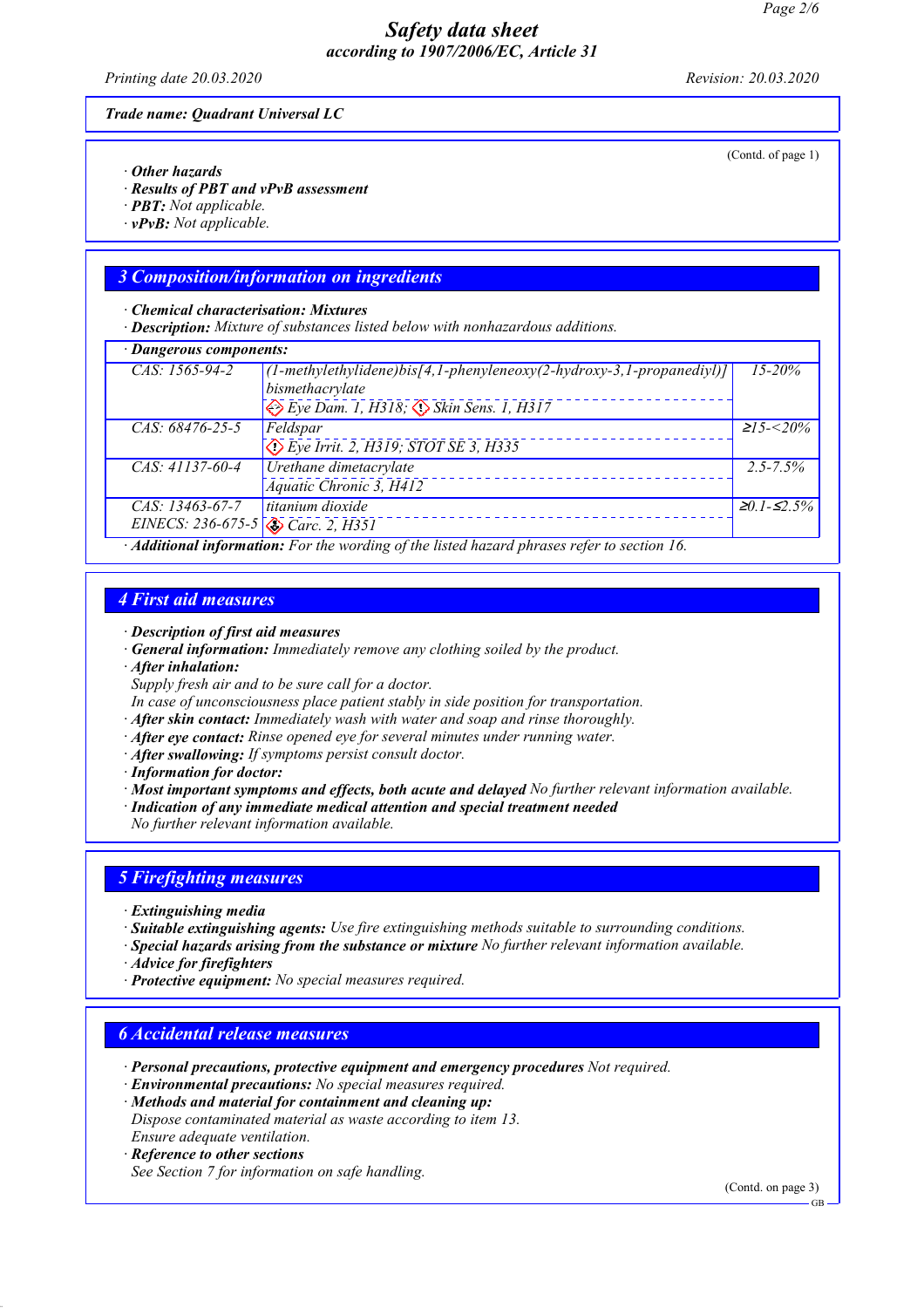**Trade name: Quadrant Universal LC**

(Contd. of page 1)

· **Other hazards**
· **Results of PBT and vPvB assessment**
· **PBT:** Not applicable.
· **vPvB:** Not applicable.

## 3 Composition/information on ingredients

· **Chemical characterisation: Mixtures**
· **Description:** Mixture of substances listed below with nonhazardous additions.

· **Dangerous components:**

| | | |
|---|---|---|
| CAS: 1565-94-2 | (1-methylethylidene)bis[4,1-phenyleneoxy(2-hydroxy-3,1-propanediyl)] bismethacrylate<br>Eye Dam. 1, H318; Skin Sens. 1, H317 | 15-20% |
| CAS: 68476-25-5 | Feldspar<br>Eye Irrit. 2, H319; STOT SE 3, H335 | ≥15-<20% |
| CAS: 41137-60-4 | Urethane dimetacrylate<br>Aquatic Chronic 3, H412 | 2.5-7.5% |
| CAS: 13463-67-7<br>EINECS: 236-675-5 | titanium dioxide<br>Carc. 2, H351 | ≥0.1-≤2.5% |

· **Additional information:** For the wording of the listed hazard phrases refer to section 16.

## 4 First aid measures

· **Description of first aid measures**
· **General information:** Immediately remove any clothing soiled by the product.
· **After inhalation:**
Supply fresh air and to be sure call for a doctor.
In case of unconsciousness place patient stably in side position for transportation.
· **After skin contact:** Immediately wash with water and soap and rinse thoroughly.
· **After eye contact:** Rinse opened eye for several minutes under running water.
· **After swallowing:** If symptoms persist consult doctor.
· **Information for doctor:**
· **Most important symptoms and effects, both acute and delayed** No further relevant information available.
· **Indication of any immediate medical attention and special treatment needed**
No further relevant information available.

## 5 Firefighting measures

· **Extinguishing media**
· **Suitable extinguishing agents:** Use fire extinguishing methods suitable to surrounding conditions.
· **Special hazards arising from the substance or mixture** No further relevant information available.
· **Advice for firefighters**
· **Protective equipment:** No special measures required.

## 6 Accidental release measures

· **Personal precautions, protective equipment and emergency procedures** Not required.
· **Environmental precautions:** No special measures required.
· **Methods and material for containment and cleaning up:**
Dispose contaminated material as waste according to item 13.
Ensure adequate ventilation.
· **Reference to other sections**
See Section 7 for information on safe handling.

(Contd. on page 3)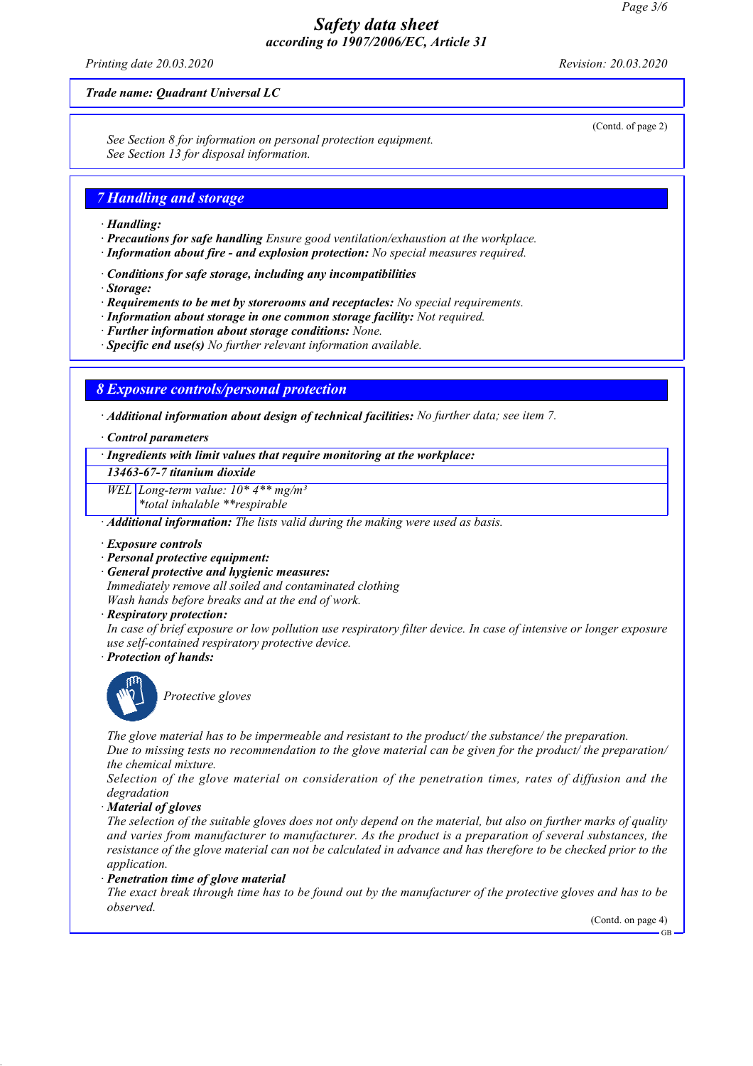Trade name: Quadrant Universal LC

(Contd. of page 2)

See Section 8 for information on personal protection equipment.
See Section 13 for disposal information.

## 7 Handling and storage

· **Handling:**
· **Precautions for safe handling** Ensure good ventilation/exhaustion at the workplace.
· **Information about fire - and explosion protection:** No special measures required.

· **Conditions for safe storage, including any incompatibilities**
· **Storage:**
· **Requirements to be met by storerooms and receptacles:** No special requirements.
· **Information about storage in one common storage facility:** Not required.
· **Further information about storage conditions:** None.
· **Specific end use(s)** No further relevant information available.

## 8 Exposure controls/personal protection

· **Additional information about design of technical facilities:** No further data; see item 7.

· **Control parameters**

| · Ingredients with limit values that require monitoring at the workplace: | |
|---|---|
| **13463-67-7 titanium dioxide** | |
| WEL | Long-term value: 10* 4** mg/m³<br>*total inhalable **respirable |

· **Additional information:** The lists valid during the making were used as basis.

· **Exposure controls**
· **Personal protective equipment:**
· **General protective and hygienic measures:**
Immediately remove all soiled and contaminated clothing
Wash hands before breaks and at the end of work.
· **Respiratory protection:**
In case of brief exposure or low pollution use respiratory filter device. In case of intensive or longer exposure use self-contained respiratory protective device.
· **Protection of hands:**

Protective gloves

The glove material has to be impermeable and resistant to the product/ the substance/ the preparation.
Due to missing tests no recommendation to the glove material can be given for the product/ the preparation/ the chemical mixture.
Selection of the glove material on consideration of the penetration times, rates of diffusion and the degradation
· **Material of gloves**
The selection of the suitable gloves does not only depend on the material, but also on further marks of quality and varies from manufacturer to manufacturer. As the product is a preparation of several substances, the resistance of the glove material can not be calculated in advance and has therefore to be checked prior to the application.
· **Penetration time of glove material**
The exact break through time has to be found out by the manufacturer of the protective gloves and has to be observed.

(Contd. on page 4)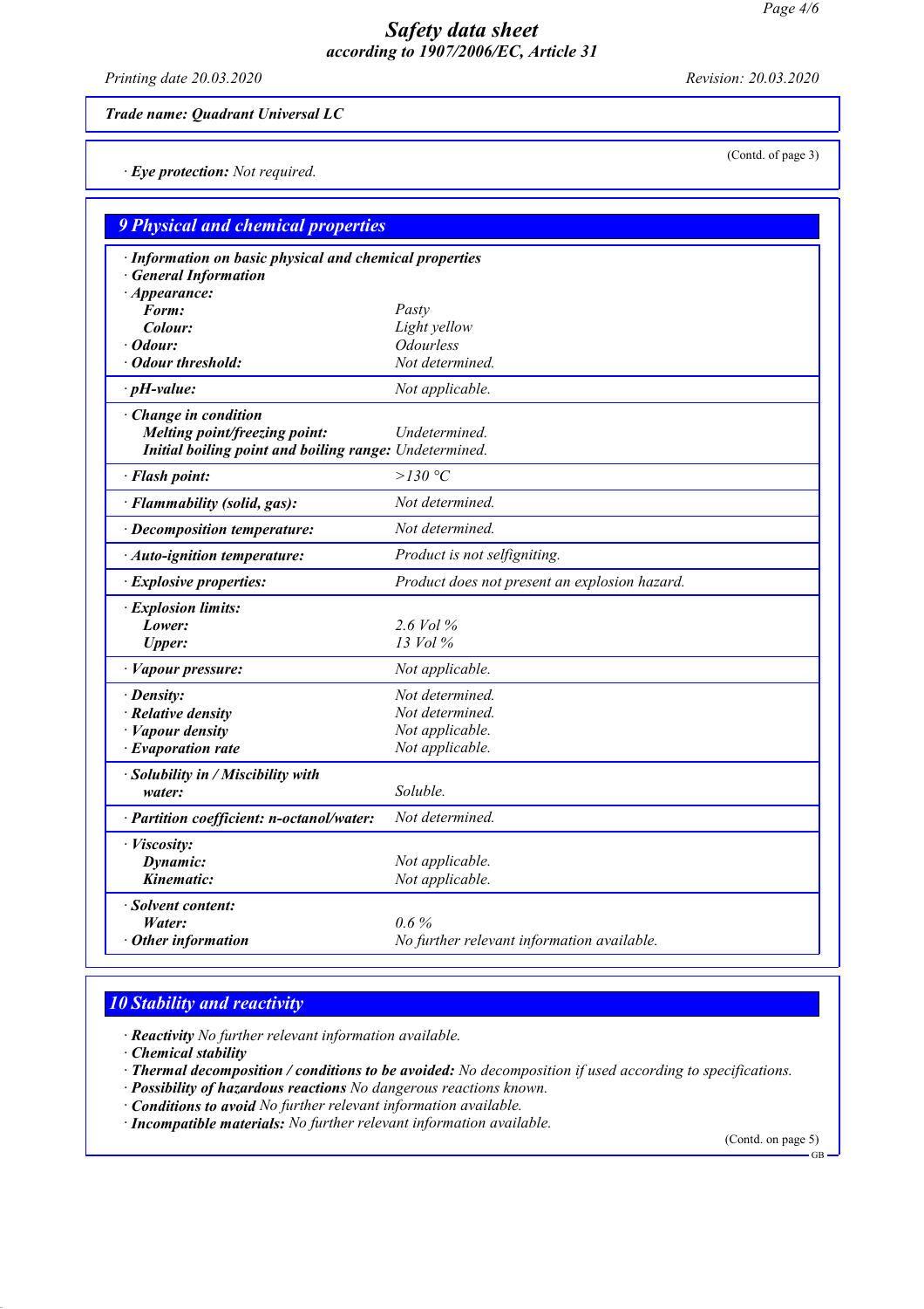**Trade name: Quadrant Universal LC**

(Contd. of page 3)

· **Eye protection:** Not required.

## 9 Physical and chemical properties

| · **Information on basic physical and chemical properties** | |
|---|---|
| · **General Information** | |
| · **Appearance:** | |
| **Form:** | Pasty |
| **Colour:** | Light yellow |
| · **Odour:** | Odourless |
| · **Odour threshold:** | Not determined. |
| · **pH-value:** | Not applicable. |
| · **Change in condition** | |
| **Melting point/freezing point:** | Undetermined. |
| **Initial boiling point and boiling range:** | Undetermined. |
| · **Flash point:** | >130 °C |
| · **Flammability (solid, gas):** | Not determined. |
| · **Decomposition temperature:** | Not determined. |
| · **Auto-ignition temperature:** | Product is not selfigniting. |
| · **Explosive properties:** | Product does not present an explosion hazard. |
| · **Explosion limits:** | |
| **Lower:** | 2.6 Vol % |
| **Upper:** | 13 Vol % |
| · **Vapour pressure:** | Not applicable. |
| · **Density:** | Not determined. |
| · **Relative density** | Not determined. |
| · **Vapour density** | Not applicable. |
| · **Evaporation rate** | Not applicable. |
| · **Solubility in / Miscibility with** | |
| **water:** | Soluble. |
| · **Partition coefficient: n-octanol/water:** | Not determined. |
| · **Viscosity:** | |
| **Dynamic:** | Not applicable. |
| **Kinematic:** | Not applicable. |
| · **Solvent content:** | |
| **Water:** | 0.6 % |
| · **Other information** | No further relevant information available. |

## 10 Stability and reactivity

· **Reactivity** No further relevant information available.
· **Chemical stability**
· **Thermal decomposition / conditions to be avoided:** No decomposition if used according to specifications.
· **Possibility of hazardous reactions** No dangerous reactions known.
· **Conditions to avoid** No further relevant information available.
· **Incompatible materials:** No further relevant information available.

(Contd. on page 5)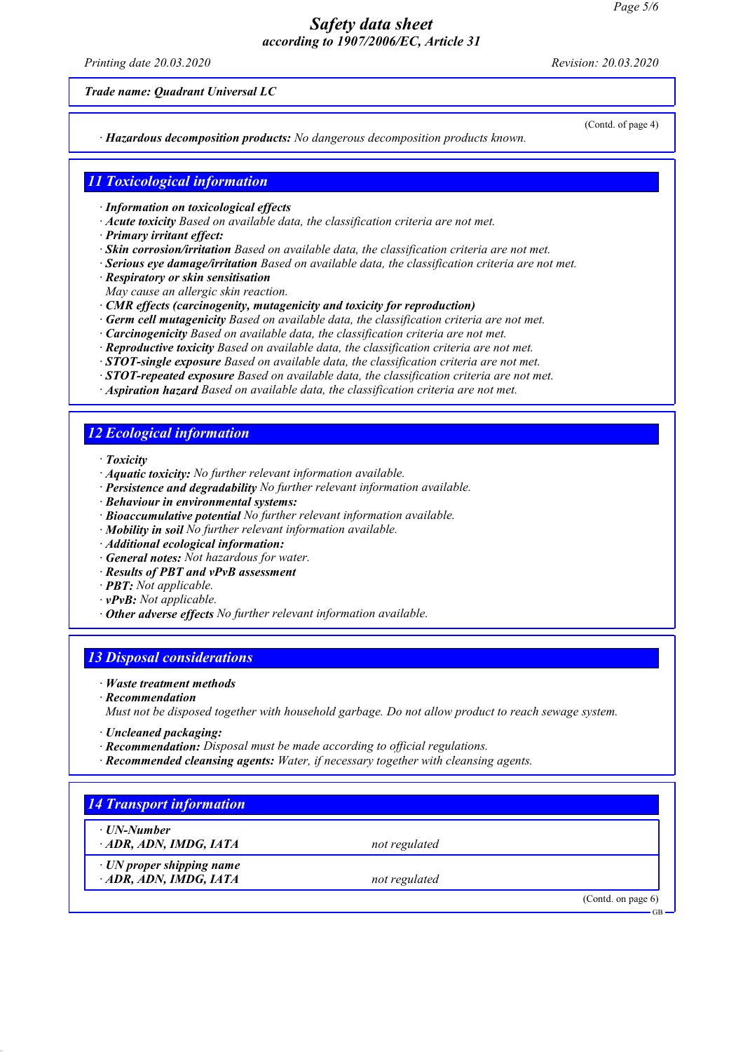Trade name: Quadrant Universal LC

(Contd. of page 4)

· **Hazardous decomposition products:** No dangerous decomposition products known.

## 11 Toxicological information

· **Information on toxicological effects**
· **Acute toxicity** Based on available data, the classification criteria are not met.
· **Primary irritant effect:**
· **Skin corrosion/irritation** Based on available data, the classification criteria are not met.
· **Serious eye damage/irritation** Based on available data, the classification criteria are not met.
· **Respiratory or skin sensitisation**
May cause an allergic skin reaction.
· **CMR effects (carcinogenity, mutagenicity and toxicity for reproduction)**
· **Germ cell mutagenicity** Based on available data, the classification criteria are not met.
· **Carcinogenicity** Based on available data, the classification criteria are not met.
· **Reproductive toxicity** Based on available data, the classification criteria are not met.
· **STOT-single exposure** Based on available data, the classification criteria are not met.
· **STOT-repeated exposure** Based on available data, the classification criteria are not met.
· **Aspiration hazard** Based on available data, the classification criteria are not met.

## 12 Ecological information

· **Toxicity**
· **Aquatic toxicity:** No further relevant information available.
· **Persistence and degradability** No further relevant information available.
· **Behaviour in environmental systems:**
· **Bioaccumulative potential** No further relevant information available.
· **Mobility in soil** No further relevant information available.
· **Additional ecological information:**
· **General notes:** Not hazardous for water.
· **Results of PBT and vPvB assessment**
· **PBT:** Not applicable.
· **vPvB:** Not applicable.
· **Other adverse effects** No further relevant information available.

## 13 Disposal considerations

· **Waste treatment methods**
· **Recommendation**
Must not be disposed together with household garbage. Do not allow product to reach sewage system.

· **Uncleaned packaging:**
· **Recommendation:** Disposal must be made according to official regulations.
· **Recommended cleansing agents:** Water, if necessary together with cleansing agents.

## 14 Transport information

| | |
|---|---|
| · **UN-Number**<br>· **ADR, ADN, IMDG, IATA** | not regulated |
| · **UN proper shipping name**<br>· **ADR, ADN, IMDG, IATA** | not regulated |

(Contd. on page 6)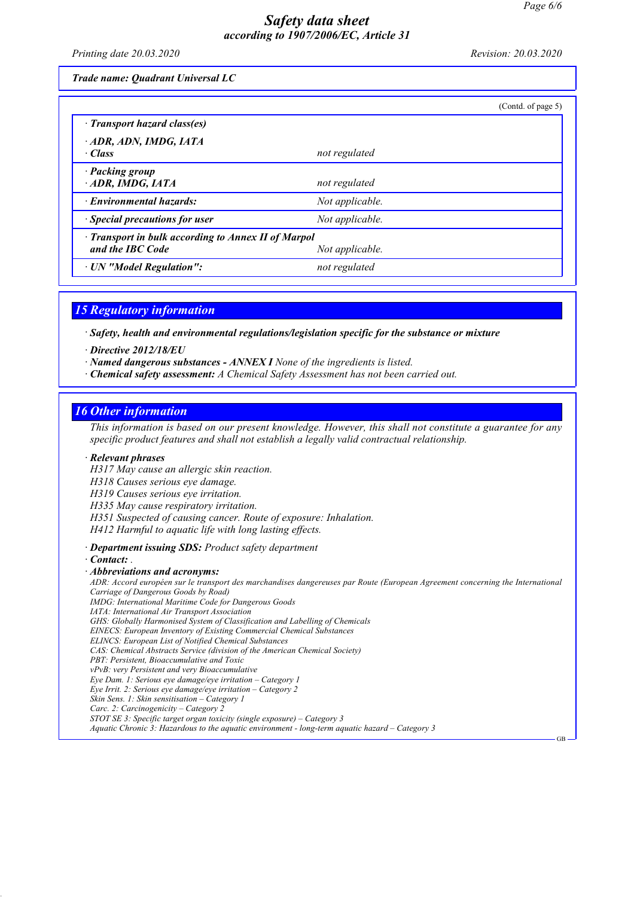*Trade name: Quadrant Universal LC*

(Contd. of page 5)

| | |
|---|---|
| · **Transport hazard class(es)** | |
| · **ADR, ADN, IMDG, IATA** | |
| · **Class** | not regulated |
| · **Packing group** | |
| · **ADR, IMDG, IATA** | not regulated |
| · **Environmental hazards:** | Not applicable. |
| · **Special precautions for user** | Not applicable. |
| · **Transport in bulk according to Annex II of Marpol and the IBC Code** | Not applicable. |
| · **UN "Model Regulation":** | not regulated |

## 15 Regulatory information

· **Safety, health and environmental regulations/legislation specific for the substance or mixture**

· **Directive 2012/18/EU**
· **Named dangerous substances - ANNEX I** None of the ingredients is listed.
· **Chemical safety assessment:** A Chemical Safety Assessment has not been carried out.

## 16 Other information

This information is based on our present knowledge. However, this shall not constitute a guarantee for any specific product features and shall not establish a legally valid contractual relationship.

· **Relevant phrases**
H317 May cause an allergic skin reaction.
H318 Causes serious eye damage.
H319 Causes serious eye irritation.
H335 May cause respiratory irritation.
H351 Suspected of causing cancer. Route of exposure: Inhalation.
H412 Harmful to aquatic life with long lasting effects.

· **Department issuing SDS:** Product safety department
· **Contact:** .
· **Abbreviations and acronyms:**
ADR: Accord européen sur le transport des marchandises dangereuses par Route (European Agreement concerning the International Carriage of Dangerous Goods by Road)
IMDG: International Maritime Code for Dangerous Goods
IATA: International Air Transport Association
GHS: Globally Harmonised System of Classification and Labelling of Chemicals
EINECS: European Inventory of Existing Commercial Chemical Substances
ELINCS: European List of Notified Chemical Substances
CAS: Chemical Abstracts Service (division of the American Chemical Society)
PBT: Persistent, Bioaccumulative and Toxic
vPvB: very Persistent and very Bioaccumulative
Eye Dam. 1: Serious eye damage/eye irritation – Category 1
Eye Irrit. 2: Serious eye damage/eye irritation – Category 2
Skin Sens. 1: Skin sensitisation – Category 1
Carc. 2: Carcinogenicity – Category 2
STOT SE 3: Specific target organ toxicity (single exposure) – Category 3
Aquatic Chronic 3: Hazardous to the aquatic environment - long-term aquatic hazard – Category 3